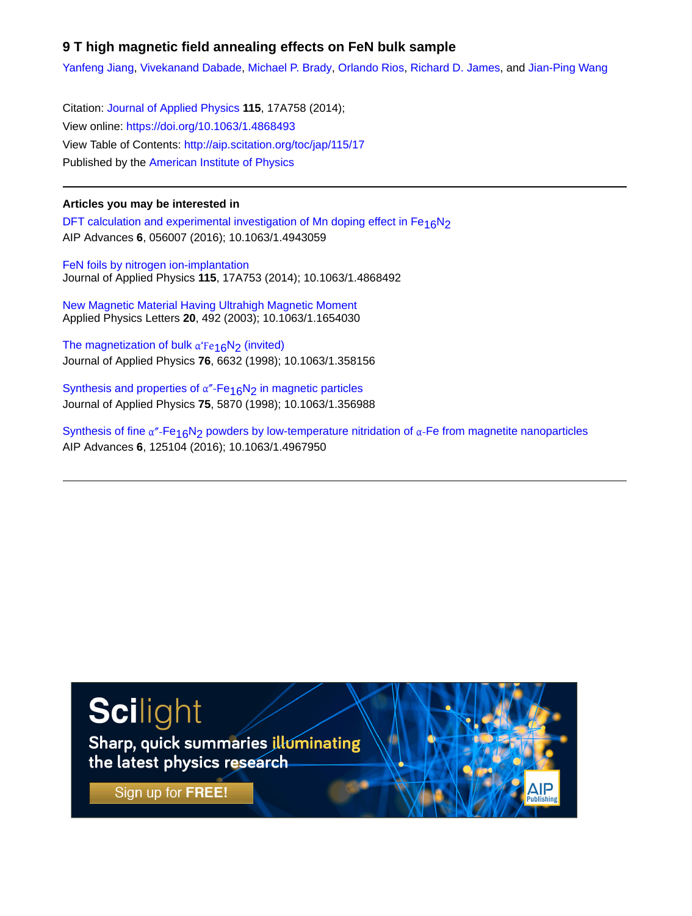# 9 T high magnetic field annealing effects on FeN bulk sample

Yanfeng Jiang, Vivekanand Dabade, Michael P. Brady, Orlando Rios, Richard D. James, and Jian-Ping Wang

Citation: Journal of Applied Physics **115**, 17A758 (2014);
View online: https://doi.org/10.1063/1.4868493
View Table of Contents: http://aip.scitation.org/toc/jap/115/17
Published by the American Institute of Physics

---

**Articles you may be interested in**

DFT calculation and experimental investigation of Mn doping effect in $Fe_{16}N_2$
AIP Advances **6**, 056007 (2016); 10.1063/1.4943059

FeN foils by nitrogen ion-implantation
Journal of Applied Physics **115**, 17A753 (2014); 10.1063/1.4868492

New Magnetic Material Having Ultrahigh Magnetic Moment
Applied Physics Letters **20**, 492 (2003); 10.1063/1.1654030

The magnetization of bulk α'$Fe_{16}N_2$ (invited)
Journal of Applied Physics **76**, 6632 (1998); 10.1063/1.358156

Synthesis and properties of α″-$Fe_{16}N_2$ in magnetic particles
Journal of Applied Physics **75**, 5870 (1998); 10.1063/1.356988

Synthesis of fine α″-$Fe_{16}N_2$ powders by low-temperature nitridation of α-Fe from magnetite nanoparticles
AIP Advances **6**, 125104 (2016); 10.1063/1.4967950

---

Scilight
Sharp, quick summaries illuminating the latest physics research
Sign up for FREE!
AIP Publishing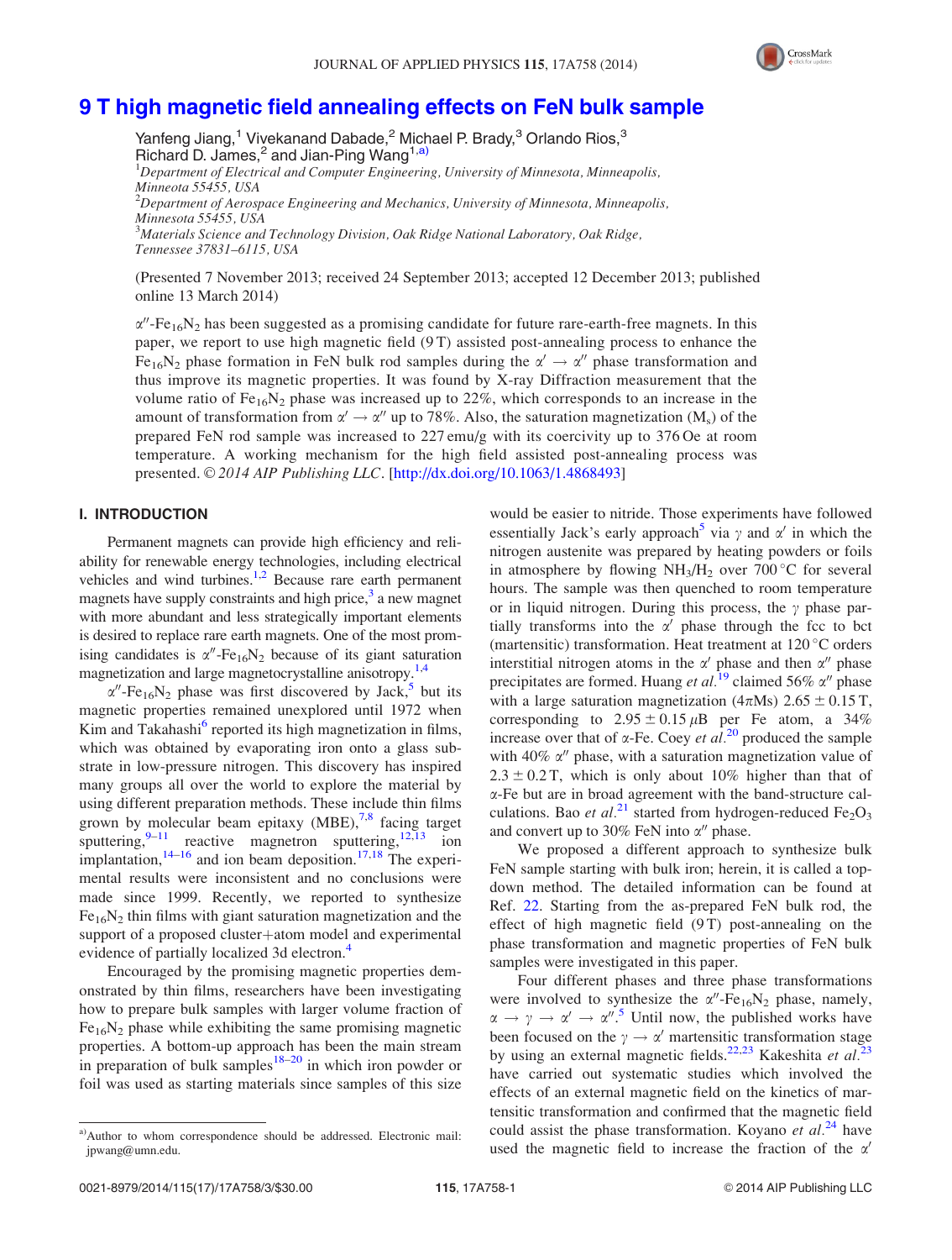# 9 T high magnetic field annealing effects on FeN bulk sample

Yanfeng Jiang,[1] Vivekanand Dabade,[2] Michael P. Brady,[3] Orlando Rios,[3] Richard D. James,[2] and Jian-Ping Wang[1,a)]

[1]*Department of Electrical and Computer Engineering, University of Minnesota, Minneapolis, Minnesota 55455, USA*
[2]*Department of Aerospace Engineering and Mechanics, University of Minnesota, Minneapolis, Minnesota 55455, USA*
[3]*Materials Science and Technology Division, Oak Ridge National Laboratory, Oak Ridge, Tennessee 37831–6115, USA*

(Presented 7 November 2013; received 24 September 2013; accepted 12 December 2013; published online 13 March 2014)

$\alpha''$-$Fe_{16}N_2$ has been suggested as a promising candidate for future rare-earth-free magnets. In this paper, we report to use high magnetic field (9 T) assisted post-annealing process to enhance the $Fe_{16}N_2$ phase formation in FeN bulk rod samples during the $\alpha' \rightarrow \alpha''$ phase transformation and thus improve its magnetic properties. It was found by X-ray Diffraction measurement that the volume ratio of $Fe_{16}N_2$ phase was increased up to 22%, which corresponds to an increase in the amount of transformation from $\alpha' \rightarrow \alpha''$ up to 78%. Also, the saturation magnetization ($M_s$) of the prepared FeN rod sample was increased to 227 emu/g with its coercivity up to 376 Oe at room temperature. A working mechanism for the high field assisted post-annealing process was presented. © *2014 AIP Publishing LLC*. [http://dx.doi.org/10.1063/1.4868493]

## I. INTRODUCTION

Permanent magnets can provide high efficiency and reliability for renewable energy technologies, including electrical vehicles and wind turbines.[1,2] Because rare earth permanent magnets have supply constraints and high price,[3] a new magnet with more abundant and less strategically important elements is desired to replace rare earth magnets. One of the most promising candidates is $\alpha''$-$Fe_{16}N_2$ because of its giant saturation magnetization and large magnetocrystalline anisotropy.[1,4]

$\alpha''$-$Fe_{16}N_2$ phase was first discovered by Jack,[5] but its magnetic properties remained unexplored until 1972 when Kim and Takahashi[6] reported its high magnetization in films, which was obtained by evaporating iron onto a glass substrate in low-pressure nitrogen. This discovery has inspired many groups all over the world to explore the material by using different preparation methods. These include thin films grown by molecular beam epitaxy (MBE),[7,8] facing target sputtering,[9–11] reactive magnetron sputtering,[12,13] ion implantation,[14–16] and ion beam deposition.[17,18] The experimental results were inconsistent and no conclusions were made since 1999. Recently, we reported to synthesize $Fe_{16}N_2$ thin films with giant saturation magnetization and the support of a proposed cluster+atom model and experimental evidence of partially localized 3d electron.[4]

Encouraged by the promising magnetic properties demonstrated by thin films, researchers have been investigating how to prepare bulk samples with larger volume fraction of $Fe_{16}N_2$ phase while exhibiting the same promising magnetic properties. A bottom-up approach has been the main stream in preparation of bulk samples[18–20] in which iron powder or foil was used as starting materials since samples of this size would be easier to nitride. Those experiments have followed essentially Jack's early approach[5] via $\gamma$ and $\alpha'$ in which the nitrogen austenite was prepared by heating powders or foils in atmosphere by flowing $NH_3/H_2$ over 700 °C for several hours. The sample was then quenched to room temperature or in liquid nitrogen. During this process, the $\gamma$ phase partially transforms into the $\alpha'$ phase through the fcc to bct (martensitic) transformation. Heat treatment at 120 °C orders interstitial nitrogen atoms in the $\alpha'$ phase and then $\alpha''$ phase precipitates are formed. Huang *et al.*[19] claimed 56% $\alpha''$ phase with a large saturation magnetization ($4\pi Ms$) $2.65 \pm 0.15$ T, corresponding to $2.95 \pm 0.15\,\mu B$ per Fe atom, a 34% increase over that of $\alpha$-Fe. Coey *et al.*[20] produced the sample with 40% $\alpha''$ phase, with a saturation magnetization value of $2.3 \pm 0.2$ T, which is only about 10% higher than that of $\alpha$-Fe but are in broad agreement with the band-structure calculations. Bao *et al.*[21] started from hydrogen-reduced $Fe_2O_3$ and convert up to 30% FeN into $\alpha''$ phase.

We proposed a different approach to synthesize bulk FeN sample starting with bulk iron; herein, it is called a top-down method. The detailed information can be found at Ref. 22. Starting from the as-prepared FeN bulk rod, the effect of high magnetic field (9 T) post-annealing on the phase transformation and magnetic properties of FeN bulk samples were investigated in this paper.

Four different phases and three phase transformations were involved to synthesize the $\alpha''$-$Fe_{16}N_2$ phase, namely, $\alpha \rightarrow \gamma \rightarrow \alpha' \rightarrow \alpha''$.[5] Until now, the published works have been focused on the $\gamma \rightarrow \alpha'$ martensitic transformation stage by using an external magnetic fields.[22,23] Kakeshita *et al.*[23] have carried out systematic studies which involved the effects of an external magnetic field on the kinetics of martensitic transformation and confirmed that the magnetic field could assist the phase transformation. Koyano *et al.*[24] have used the magnetic field to increase the fraction of the $\alpha'$

[a)]Author to whom correspondence should be addressed. Electronic mail: jpwang@umn.edu.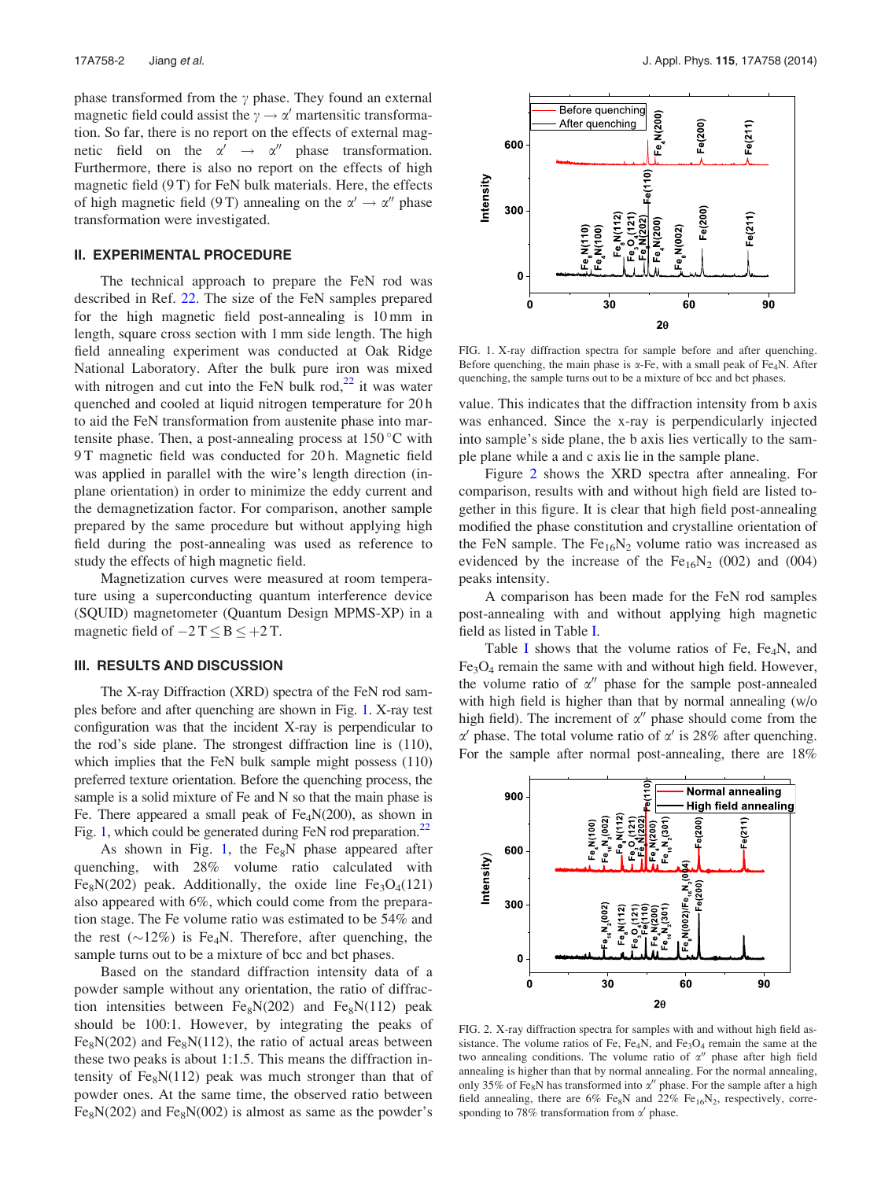phase transformed from the $\gamma$ phase. They found an external magnetic field could assist the $\gamma \rightarrow \alpha'$ martensitic transformation. So far, there is no report on the effects of external magnetic field on the $\alpha' \rightarrow \alpha''$ phase transformation. Furthermore, there is also no report on the effects of high magnetic field (9 T) for FeN bulk materials. Here, the effects of high magnetic field (9 T) annealing on the $\alpha' \rightarrow \alpha''$ phase transformation were investigated.

## II. EXPERIMENTAL PROCEDURE

The technical approach to prepare the FeN rod was described in Ref. 22. The size of the FeN samples prepared for the high magnetic field post-annealing is 10 mm in length, square cross section with 1 mm side length. The high field annealing experiment was conducted at Oak Ridge National Laboratory. After the bulk pure iron was mixed with nitrogen and cut into the FeN bulk rod,[22] it was water quenched and cooled at liquid nitrogen temperature for 20 h to aid the FeN transformation from austenite phase into martensite phase. Then, a post-annealing process at 150 °C with 9 T magnetic field was conducted for 20 h. Magnetic field was applied in parallel with the wire's length direction (in-plane orientation) in order to minimize the eddy current and the demagnetization factor. For comparison, another sample prepared by the same procedure but without applying high field during the post-annealing was used as reference to study the effects of high magnetic field.

Magnetization curves were measured at room temperature using a superconducting quantum interference device (SQUID) magnetometer (Quantum Design MPMS-XP) in a magnetic field of $-2\,\text{T} \leq B \leq +2\,\text{T}$.

## III. RESULTS AND DISCUSSION

The X-ray Diffraction (XRD) spectra of the FeN rod samples before and after quenching are shown in Fig. 1. X-ray test configuration was that the incident X-ray is perpendicular to the rod's side plane. The strongest diffraction line is (110), which implies that the FeN bulk sample might possess (110) preferred texture orientation. Before the quenching process, the sample is a solid mixture of Fe and N so that the main phase is Fe. There appeared a small peak of $Fe_4N(200)$, as shown in Fig. 1, which could be generated during FeN rod preparation.[22]

As shown in Fig. 1, the $Fe_8N$ phase appeared after quenching, with 28% volume ratio calculated with $Fe_8N(202)$ peak. Additionally, the oxide line $Fe_3O_4(121)$ also appeared with 6%, which could come from the preparation stage. The Fe volume ratio was estimated to be 54% and the rest (~12%) is $Fe_4N$. Therefore, after quenching, the sample turns out to be a mixture of bcc and bct phases.

Based on the standard diffraction intensity data of a powder sample without any orientation, the ratio of diffraction intensities between $Fe_8N(202)$ and $Fe_8N(112)$ peak should be 100:1. However, by integrating the peaks of $Fe_8N(202)$ and $Fe_8N(112)$, the ratio of actual areas between these two peaks is about 1:1.5. This means the diffraction intensity of $Fe_8N(112)$ peak was much stronger than that of powder ones. At the same time, the observed ratio between $Fe_8N(202)$ and $Fe_8N(002)$ is almost as same as the powder's value. This indicates that the diffraction intensity from b axis was enhanced. Since the x-ray is perpendicularly injected into sample's side plane, the b axis lies vertically to the sample plane while a and c axis lie in the sample plane.

FIG. 1. X-ray diffraction spectra for sample before and after quenching. Before quenching, the main phase is $\alpha$-Fe, with a small peak of $Fe_4N$. After quenching, the sample turns out to be a mixture of bcc and bct phases.

Figure 2 shows the XRD spectra after annealing. For comparison, results with and without high field are listed together in this figure. It is clear that high field post-annealing modified the phase constitution and crystalline orientation of the FeN sample. The $Fe_{16}N_2$ volume ratio was increased as evidenced by the increase of the $Fe_{16}N_2$ (002) and (004) peaks intensity.

A comparison has been made for the FeN rod samples post-annealing with and without applying high magnetic field as listed in Table I.

Table I shows that the volume ratios of Fe, $Fe_4N$, and $Fe_3O_4$ remain the same with and without high field. However, the volume ratio of $\alpha''$ phase for the sample post-annealed with high field is higher than that by normal annealing (w/o high field). The increment of $\alpha''$ phase should come from the $\alpha'$ phase. The total volume ratio of $\alpha'$ is 28% after quenching. For the sample after normal post-annealing, there are 18%

FIG. 2. X-ray diffraction spectra for samples with and without high field assistance. The volume ratios of Fe, $Fe_4N$, and $Fe_3O_4$ remain the same at the two annealing conditions. The volume ratio of $\alpha''$ phase after high field annealing is higher than that by normal annealing. For the normal annealing, only 35% of $Fe_8N$ has transformed into $\alpha''$ phase. For the sample after a high field annealing, there are 6% $Fe_8N$ and 22% $Fe_{16}N_2$, respectively, corresponding to 78% transformation from $\alpha'$ phase.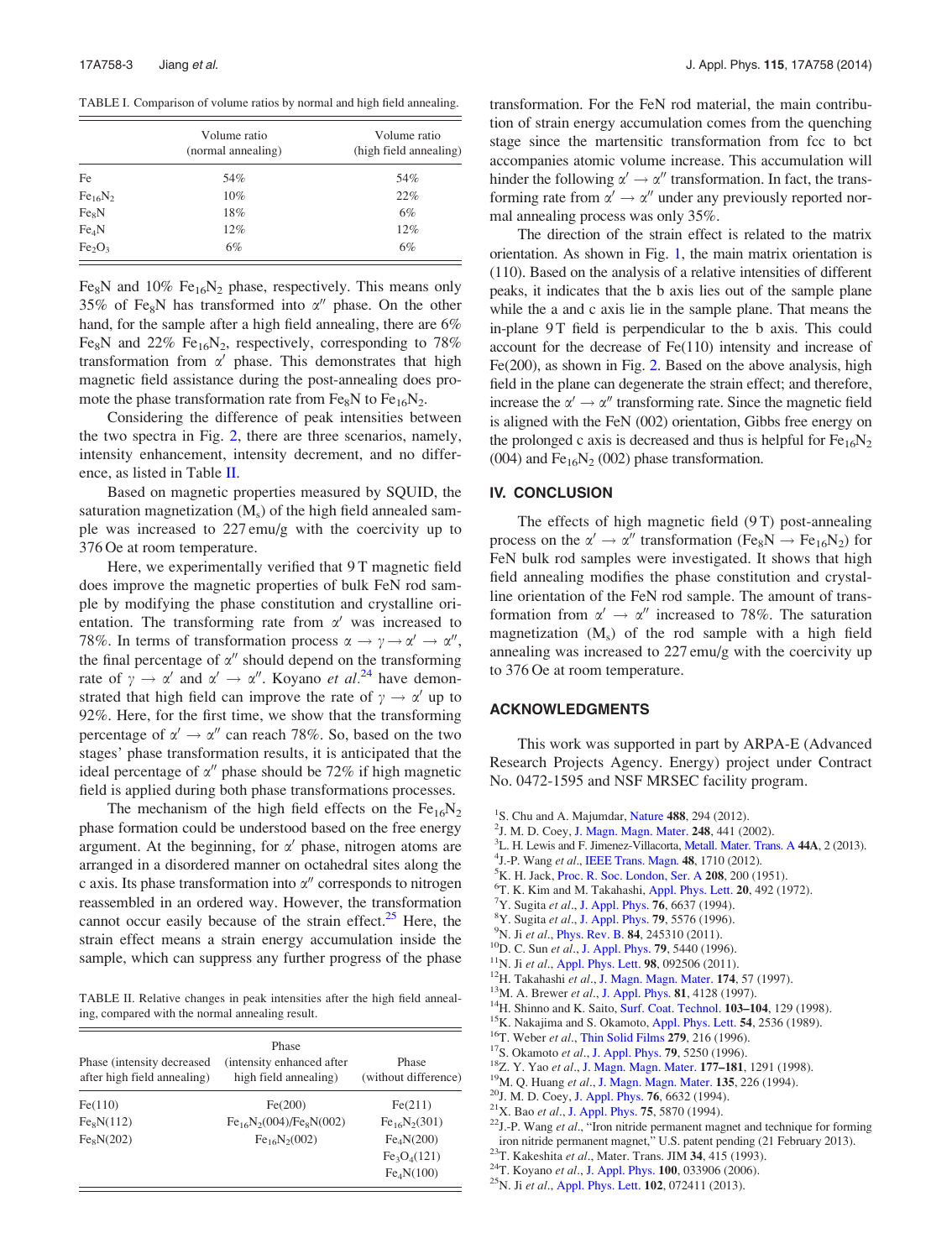TABLE I. Comparison of volume ratios by normal and high field annealing.

| | Volume ratio (normal annealing) | Volume ratio (high field annealing) |
|---|---|---|
| Fe | 54% | 54% |
| $Fe_{16}N_2$ | 10% | 22% |
| $Fe_8N$ | 18% | 6% |
| $Fe_4N$ | 12% | 12% |
| $Fe_2O_3$ | 6% | 6% |

$Fe_8N$ and 10% $Fe_{16}N_2$ phase, respectively. This means only 35% of $Fe_8N$ has transformed into $\alpha''$ phase. On the other hand, for the sample after a high field annealing, there are 6% $Fe_8N$ and 22% $Fe_{16}N_2$, respectively, corresponding to 78% transformation from $\alpha'$ phase. This demonstrates that high magnetic field assistance during the post-annealing does promote the phase transformation rate from $Fe_8N$ to $Fe_{16}N_2$.

Considering the difference of peak intensities between the two spectra in Fig. 2, there are three scenarios, namely, intensity enhancement, intensity decrement, and no difference, as listed in Table II.

Based on magnetic properties measured by SQUID, the saturation magnetization ($M_s$) of the high field annealed sample was increased to 227 emu/g with the coercivity up to 376 Oe at room temperature.

Here, we experimentally verified that 9 T magnetic field does improve the magnetic properties of bulk FeN rod sample by modifying the phase constitution and crystalline orientation. The transforming rate from $\alpha'$ was increased to 78%. In terms of transformation process $\alpha \rightarrow \gamma \rightarrow \alpha' \rightarrow \alpha''$, the final percentage of $\alpha''$ should depend on the transforming rate of $\gamma \rightarrow \alpha'$ and $\alpha' \rightarrow \alpha''$. Koyano *et al.*[24] have demonstrated that high field can improve the rate of $\gamma \rightarrow \alpha'$ up to 92%. Here, for the first time, we show that the transforming percentage of $\alpha' \rightarrow \alpha''$ can reach 78%. So, based on the two stages' phase transformation results, it is anticipated that the ideal percentage of $\alpha''$ phase should be 72% if high magnetic field is applied during both phase transformations processes.

The mechanism of the high field effects on the $Fe_{16}N_2$ phase formation could be understood based on the free energy argument. At the beginning, for $\alpha'$ phase, nitrogen atoms are arranged in a disordered manner on octahedral sites along the c axis. Its phase transformation into $\alpha''$ corresponds to nitrogen reassembled in an ordered way. However, the transformation cannot occur easily because of the strain effect.[25] Here, the strain effect means a strain energy accumulation inside the sample, which can suppress any further progress of the phase transformation. For the FeN rod material, the main contribution of strain energy accumulation comes from the quenching stage since the martensitic transformation from fcc to bct accompanies atomic volume increase. This accumulation will hinder the following $\alpha' \rightarrow \alpha''$ transformation. In fact, the transforming rate from $\alpha' \rightarrow \alpha''$ under any previously reported normal annealing process was only 35%.

TABLE II. Relative changes in peak intensities after the high field annealing, compared with the normal annealing result.

| Phase (intensity decreased after high field annealing) | Phase (intensity enhanced after high field annealing) | Phase (without difference) |
|---|---|---|
| Fe(110) | Fe(200) | Fe(211) |
| $Fe_8N(112)$ | $Fe_{16}N_2(004)/Fe_8N(002)$ | $Fe_{16}N_2(301)$ |
| $Fe_8N(202)$ | $Fe_{16}N_2(002)$ | $Fe_4N(200)$ |
| | | $Fe_3O_4(121)$ |
| | | $Fe_4N(100)$ |

The direction of the strain effect is related to the matrix orientation. As shown in Fig. 1, the main matrix orientation is (110). Based on the analysis of a relative intensities of different peaks, it indicates that the b axis lies out of the sample plane while the a and c axis lie in the sample plane. That means the in-plane 9 T field is perpendicular to the b axis. This could account for the decrease of Fe(110) intensity and increase of Fe(200), as shown in Fig. 2. Based on the above analysis, high field in the plane can degenerate the strain effect; and therefore, increase the $\alpha' \rightarrow \alpha''$ transforming rate. Since the magnetic field is aligned with the FeN (002) orientation, Gibbs free energy on the prolonged c axis is decreased and thus is helpful for $Fe_{16}N_2$ (004) and $Fe_{16}N_2$ (002) phase transformation.

## IV. CONCLUSION

The effects of high magnetic field (9 T) post-annealing process on the $\alpha' \rightarrow \alpha''$ transformation ($Fe_8N \rightarrow Fe_{16}N_2$) for FeN bulk rod samples were investigated. It shows that high field annealing modifies the phase constitution and crystalline orientation of the FeN rod sample. The amount of transformation from $\alpha' \rightarrow \alpha''$ increased to 78%. The saturation magnetization ($M_s$) of the rod sample with a high field annealing was increased to 227 emu/g with the coercivity up to 376 Oe at room temperature.

## ACKNOWLEDGMENTS

This work was supported in part by ARPA-E (Advanced Research Projects Agency. Energy) project under Contract No. 0472-1595 and NSF MRSEC facility program.

[1] S. Chu and A. Majumdar, Nature **488**, 294 (2012).
[2] J. M. D. Coey, J. Magn. Magn. Mater. **248**, 441 (2002).
[3] L. H. Lewis and F. Jimenez-Villacorta, Metall. Mater. Trans. A **44A**, 2 (2013).
[4] J.-P. Wang *et al.*, IEEE Trans. Magn. **48**, 1710 (2012).
[5] K. H. Jack, Proc. R. Soc. London, Ser. A **208**, 200 (1951).
[6] T. K. Kim and M. Takahashi, Appl. Phys. Lett. **20**, 492 (1972).
[7] Y. Sugita *et al.*, J. Appl. Phys. **76**, 6637 (1994).
[8] Y. Sugita *et al.*, J. Appl. Phys. **79**, 5576 (1996).
[9] N. Ji *et al.*, Phys. Rev. B. **84**, 245310 (2011).
[10] D. C. Sun *et al.*, J. Appl. Phys. **79**, 5440 (1996).
[11] N. Ji *et al.*, Appl. Phys. Lett. **98**, 092506 (2011).
[12] H. Takahashi *et al.*, J. Magn. Magn. Mater. **174**, 57 (1997).
[13] M. A. Brewer *et al.*, J. Appl. Phys. **81**, 4128 (1997).
[14] H. Shinno and K. Saito, Surf. Coat. Technol. **103–104**, 129 (1998).
[15] K. Nakajima and S. Okamoto, Appl. Phys. Lett. **54**, 2536 (1989).
[16] T. Weber *et al.*, Thin Solid Films **279**, 216 (1996).
[17] S. Okamoto *et al.*, J. Appl. Phys. **79**, 5250 (1996).
[18] Z. Y. Yao *et al.*, J. Magn. Magn. Mater. **177–181**, 1291 (1998).
[19] M. Q. Huang *et al.*, J. Magn. Magn. Mater. **135**, 226 (1994).
[20] J. M. D. Coey, J. Appl. Phys. **76**, 6632 (1994).
[21] X. Bao *et al.*, J. Appl. Phys. **75**, 5870 (1994).
[22] J.-P. Wang *et al.*, "Iron nitride permanent magnet and technique for forming iron nitride permanent magnet," U.S. patent pending (21 February 2013).
[23] T. Kakeshita *et al.*, Mater. Trans. JIM **34**, 415 (1993).
[24] T. Koyano *et al.*, J. Appl. Phys. **100**, 033906 (2006).
[25] N. Ji *et al.*, Appl. Phys. Lett. **102**, 072411 (2013).